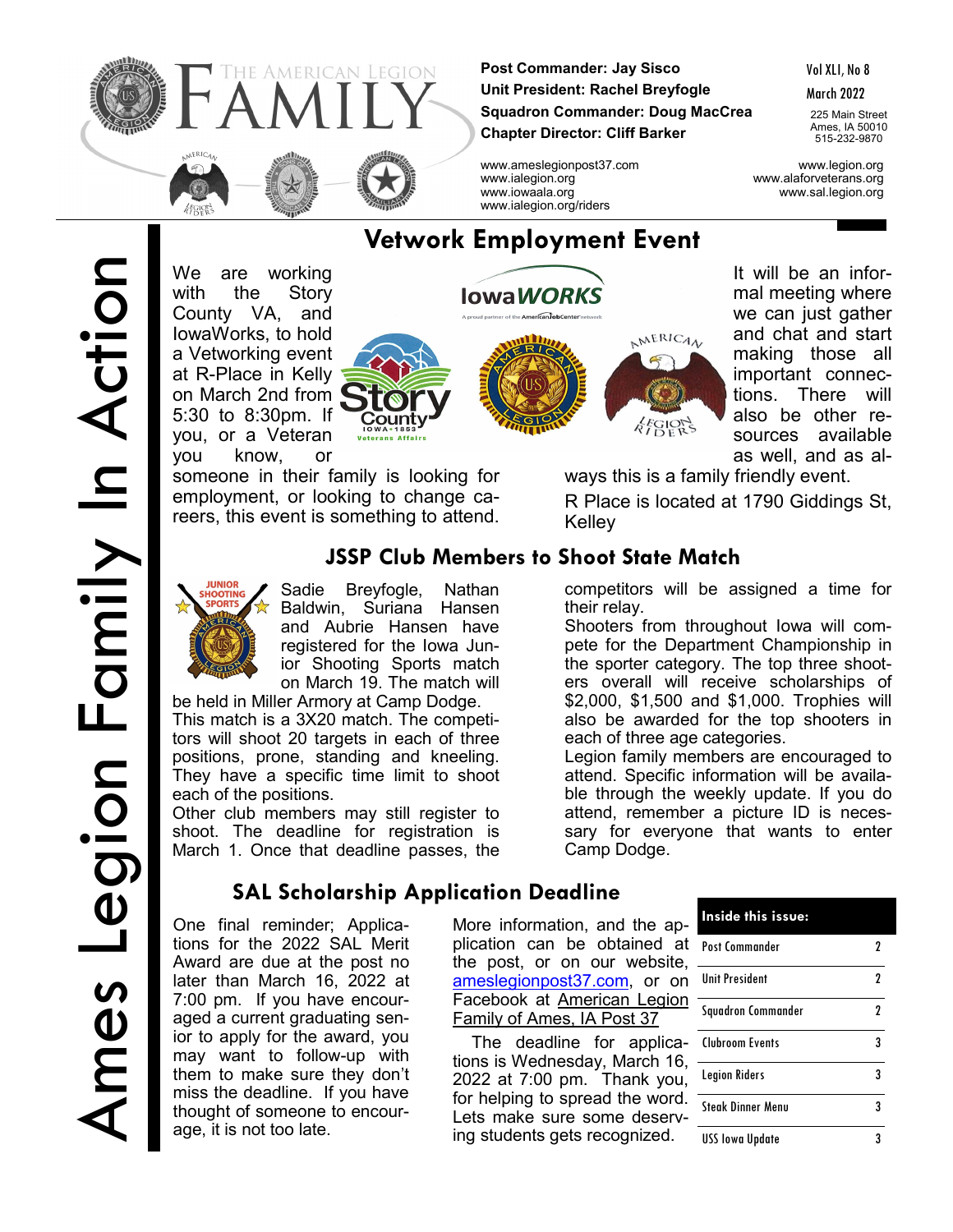# The American Legion FAMILY

**Post Commander: Jay Sisco**
**Unit President: Rachel Breyfogle**
**Squadron Commander: Doug MacCrea**
**Chapter Director: Cliff Barker**

Vol XLI, No 8
March 2022

225 Main Street
Ames, IA 50010
515-232-9870

www.ameslegionpost37.com
www.ialegion.org
www.iowaala.org
www.ialegion.org/riders

www.legion.org
www.alaforveterans.org
www.sal.legion.org

Ames Legion Family In Action

## Vetwork Employment Event

We are working with the Story County VA, and IowaWorks, to hold a Vetworking event at R-Place in Kelly on March 2nd from 5:30 to 8:30pm. If you, or a Veteran you know, or someone in their family is looking for employment, or looking to change careers, this event is something to attend.

It will be an informal meeting where we can just gather and chat and start making those all important connections. There will also be other resources available as well, and as always this is a family friendly event.

R Place is located at 1790 Giddings St, Kelley

## JSSP Club Members to Shoot State Match

Sadie Breyfogle, Nathan Baldwin, Suriana Hansen and Aubrie Hansen have registered for the Iowa Junior Shooting Sports match on March 19. The match will be held in Miller Armory at Camp Dodge.

This match is a 3X20 match. The competitors will shoot 20 targets in each of three positions, prone, standing and kneeling. They have a specific time limit to shoot each of the positions.

Other club members may still register to shoot. The deadline for registration is March 1. Once that deadline passes, the competitors will be assigned a time for their relay.

Shooters from throughout Iowa will compete for the Department Championship in the sporter category. The top three shooters overall will receive scholarships of $2,000, $1,500 and $1,000. Trophies will also be awarded for the top shooters in each of three age categories.

Legion family members are encouraged to attend. Specific information will be available through the weekly update. If you do attend, remember a picture ID is necessary for everyone that wants to enter Camp Dodge.

## SAL Scholarship Application Deadline

One final reminder; Applications for the 2022 SAL Merit Award are due at the post no later than March 16, 2022 at 7:00 pm. If you have encouraged a current graduating senior to apply for the award, you may want to follow-up with them to make sure they don't miss the deadline. If you have thought of someone to encourage, it is not too late.

More information, and the application can be obtained at the post, or on our website, ameslegionpost37.com, or on Facebook at American Legion Family of Ames, IA Post 37

The deadline for applications is Wednesday, March 16, 2022 at 7:00 pm. Thank you, for helping to spread the word. Lets make sure some deserving students gets recognized.

| Inside this issue: | |
|---|---|
| Post Commander | 2 |
| Unit President | 2 |
| Squadron Commander | 2 |
| Clubroom Events | 3 |
| Legion Riders | 3 |
| Steak Dinner Menu | 3 |
| USS Iowa Update | 3 |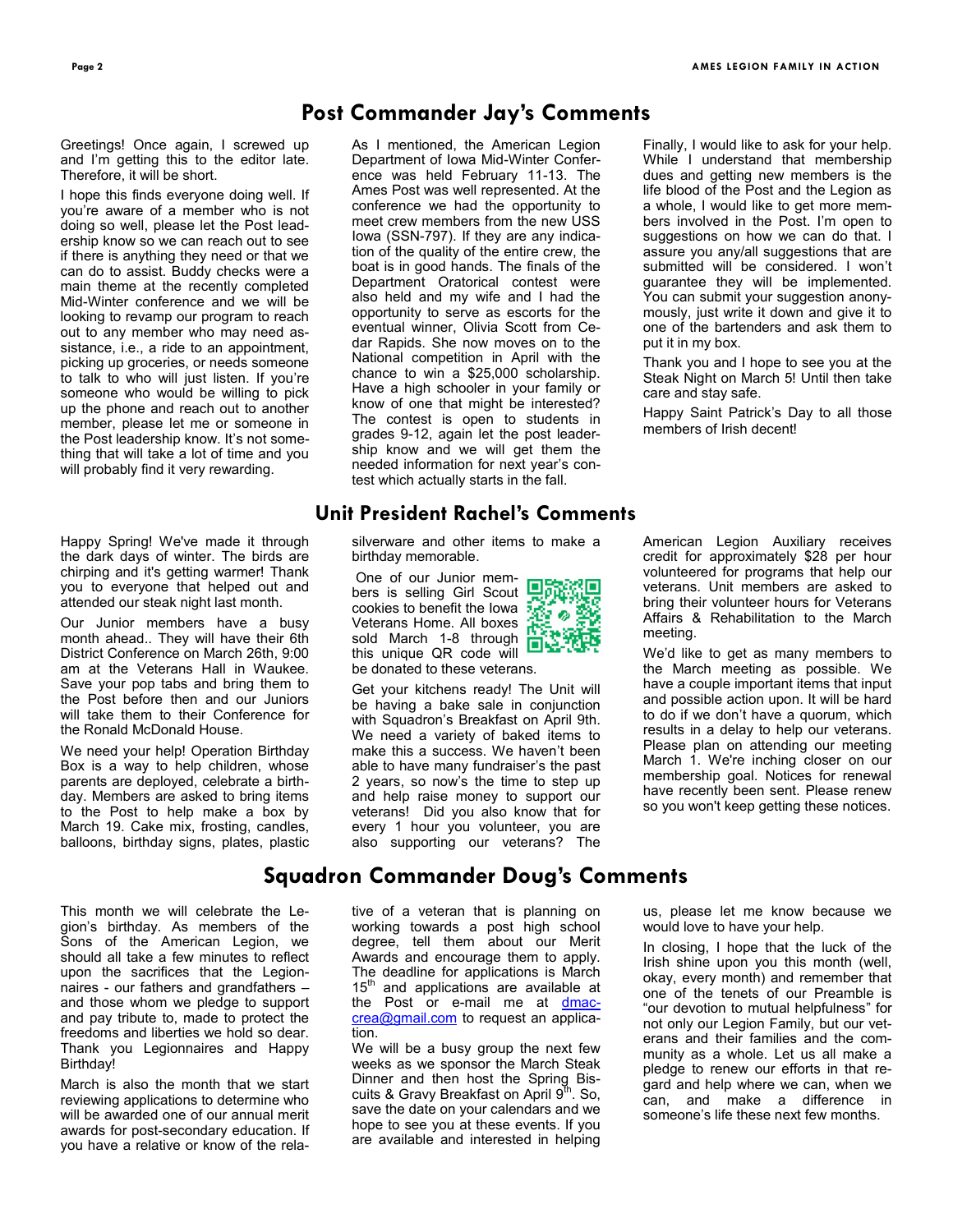## Post Commander Jay's Comments

Greetings! Once again, I screwed up and I'm getting this to the editor late. Therefore, it will be short.

I hope this finds everyone doing well. If you're aware of a member who is not doing so well, please let the Post leadership know so we can reach out to see if there is anything they need or that we can do to assist. Buddy checks were a main theme at the recently completed Mid-Winter conference and we will be looking to revamp our program to reach out to any member who may need assistance, i.e., a ride to an appointment, picking up groceries, or needs someone to talk to who will just listen. If you're someone who would be willing to pick up the phone and reach out to another member, please let me or someone in the Post leadership know. It's not something that will take a lot of time and you will probably find it very rewarding.

As I mentioned, the American Legion Department of Iowa Mid-Winter Conference was held February 11-13. The Ames Post was well represented. At the conference we had the opportunity to meet crew members from the new USS Iowa (SSN-797). If they are any indication of the quality of the entire crew, the boat is in good hands. The finals of the Department Oratorical contest were also held and my wife and I had the opportunity to serve as escorts for the eventual winner, Olivia Scott from Cedar Rapids. She now moves on to the National competition in April with the chance to win a $25,000 scholarship. Have a high schooler in your family or know of one that might be interested? The contest is open to students in grades 9-12, again let the post leadership know and we will get them the needed information for next year's contest which actually starts in the fall.

Finally, I would like to ask for your help. While I understand that membership dues and getting new members is the life blood of the Post and the Legion as a whole, I would like to get more members involved in the Post. I'm open to suggestions on how we can do that. I assure you any/all suggestions that are submitted will be considered. I won't guarantee they will be implemented. You can submit your suggestion anonymously, just write it down and give it to one of the bartenders and ask them to put it in my box.

Thank you and I hope to see you at the Steak Night on March 5! Until then take care and stay safe.

Happy Saint Patrick's Day to all those members of Irish decent!

## Unit President Rachel's Comments

Happy Spring! We've made it through the dark days of winter. The birds are chirping and it's getting warmer! Thank you to everyone that helped out and attended our steak night last month.

Our Junior members have a busy month ahead.. They will have their 6th District Conference on March 26th, 9:00 am at the Veterans Hall in Waukee. Save your pop tabs and bring them to the Post before then and our Juniors will take them to their Conference for the Ronald McDonald House.

We need your help! Operation Birthday Box is a way to help children, whose parents are deployed, celebrate a birthday. Members are asked to bring items to the Post to help make a box by March 19. Cake mix, frosting, candles, balloons, birthday signs, plates, plastic silverware and other items to make a birthday memorable.

One of our Junior members is selling Girl Scout cookies to benefit the Iowa Veterans Home. All boxes sold March 1-8 through this unique QR code will be donated to these veterans.

Get your kitchens ready! The Unit will be having a bake sale in conjunction with Squadron's Breakfast on April 9th. We need a variety of baked items to make this a success. We haven't been able to have many fundraiser's the past 2 years, so now's the time to step up and help raise money to support our veterans! Did you also know that for every 1 hour you volunteer, you are also supporting our veterans? The American Legion Auxiliary receives credit for approximately $28 per hour volunteered for programs that help our veterans. Unit members are asked to bring their volunteer hours for Veterans Affairs & Rehabilitation to the March meeting.

We'd like to get as many members to the March meeting as possible. We have a couple important items that input and possible action upon. It will be hard to do if we don't have a quorum, which results in a delay to help our veterans. Please plan on attending our meeting March 1. We're inching closer on our membership goal. Notices for renewal have recently been sent. Please renew so you won't keep getting these notices.

## Squadron Commander Doug's Comments

This month we will celebrate the Legion's birthday. As members of the Sons of the American Legion, we should all take a few minutes to reflect upon the sacrifices that the Legionnaires - our fathers and grandfathers – and those whom we pledge to support and pay tribute to, made to protect the freedoms and liberties we hold so dear. Thank you Legionnaires and Happy Birthday!

March is also the month that we start reviewing applications to determine who will be awarded one of our annual merit awards for post-secondary education. If you have a relative or know of the relative of a veteran that is planning on working towards a post high school degree, tell them about our Merit Awards and encourage them to apply. The deadline for applications is March 15th and applications are available at the Post or e-mail me at dmaccrea@gmail.com to request an application.

We will be a busy group the next few weeks as we sponsor the March Steak Dinner and then host the Spring Biscuits & Gravy Breakfast on April 9th. So, save the date on your calendars and we hope to see you at these events. If you are available and interested in helping us, please let me know because we would love to have your help.

In closing, I hope that the luck of the Irish shine upon you this month (well, okay, every month) and remember that one of the tenets of our Preamble is "our devotion to mutual helpfulness" for not only our Legion Family, but our veterans and their families and the community as a whole. Let us all make a pledge to renew our efforts in that regard and help where we can, when we can, and make a difference in someone's life these next few months.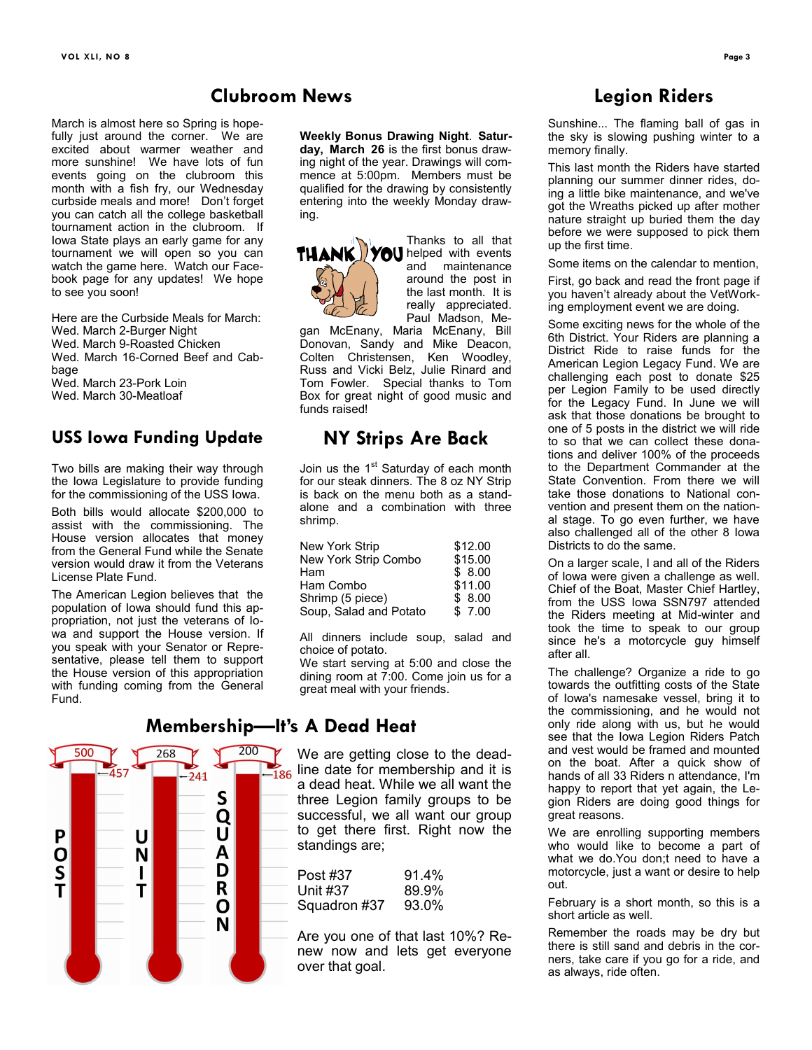## Clubroom News

March is almost here so Spring is hopefully just around the corner. We are excited about warmer weather and more sunshine! We have lots of fun events going on the clubroom this month with a fish fry, our Wednesday curbside meals and more! Don't forget you can catch all the college basketball tournament action in the clubroom. If Iowa State plays an early game for any tournament we will open so you can watch the game here. Watch our Facebook page for any updates! We hope to see you soon!

Here are the Curbside Meals for March:
Wed. March 2-Burger Night
Wed. March 9-Roasted Chicken
Wed. March 16-Corned Beef and Cabbage
Wed. March 23-Pork Loin
Wed. March 30-Meatloaf

**Weekly Bonus Drawing Night**. **Saturday, March 26** is the first bonus drawing night of the year. Drawings will commence at 5:00pm. Members must be qualified for the drawing by consistently entering into the weekly Monday drawing.

THANK YOU

Thanks to all that helped with events and maintenance around the post in the last month. It is really appreciated. Paul Madson, Megan McEnany, Maria McEnany, Bill Donovan, Sandy and Mike Deacon, Colten Christensen, Ken Woodley, Russ and Vicki Belz, Julie Rinard and Tom Fowler. Special thanks to Tom Box for great night of good music and funds raised!

## USS Iowa Funding Update

Two bills are making their way through the Iowa Legislature to provide funding for the commissioning of the USS Iowa.

Both bills would allocate $200,000 to assist with the commissioning. The House version allocates that money from the General Fund while the Senate version would draw it from the Veterans License Plate Fund.

The American Legion believes that the population of Iowa should fund this appropriation, not just the veterans of Iowa and support the House version. If you speak with your Senator or Representative, please tell them to support the House version of this appropriation with funding coming from the General Fund.

## NY Strips Are Back

Join us the 1st Saturday of each month for our steak dinners. The 8 oz NY Strip is back on the menu both as a standalone and a combination with three shrimp.

| | |
|---|---|
| New York Strip | $12.00 |
| New York Strip Combo | $15.00 |
| Ham | $ 8.00 |
| Ham Combo | $11.00 |
| Shrimp (5 piece) | $ 8.00 |
| Soup, Salad and Potato | $ 7.00 |

All dinners include soup, salad and choice of potato.
We start serving at 5:00 and close the dining room at 7:00. Come join us for a great meal with your friends.

## Membership—It's A Dead Heat

POST: 500 (goal), 457
UNIT: 268 (goal), 241
SQUADRON: 200 (goal), 186

We are getting close to the deadline date for membership and it is a dead heat. While we all want the three Legion family groups to be successful, we all want our group to get there first. Right now the standings are;

| | |
|---|---|
| Post #37 | 91.4% |
| Unit #37 | 89.9% |
| Squadron #37 | 93.0% |

Are you one of that last 10%? Renew now and lets get everyone over that goal.

## Legion Riders

Sunshine... The flaming ball of gas in the sky is slowing pushing winter to a memory finally.

This last month the Riders have started planning our summer dinner rides, doing a little bike maintenance, and we've got the Wreaths picked up after mother nature straight up buried them the day before we were supposed to pick them up the first time.

Some items on the calendar to mention,

First, go back and read the front page if you haven't already about the VetWorking employment event we are doing.

Some exciting news for the whole of the 6th District. Your Riders are planning a District Ride to raise funds for the American Legion Legacy Fund. We are challenging each post to donate $25 per Legion Family to be used directly for the Legacy Fund. In June we will ask that those donations be brought to one of 5 posts in the district we will ride to so that we can collect these donations and deliver 100% of the proceeds to the Department Commander at the State Convention. From there we will take those donations to National convention and present them on the national stage. To go even further, we have also challenged all of the other 8 Iowa Districts to do the same.

On a larger scale, I and all of the Riders of Iowa were given a challenge as well. Chief of the Boat, Master Chief Hartley, from the USS Iowa SSN797 attended the Riders meeting at Mid-winter and took the time to speak to our group since he's a motorcycle guy himself after all.

The challenge? Organize a ride to go towards the outfitting costs of the State of Iowa's namesake vessel, bring it to the commissioning, and he would not only ride along with us, but he would see that the Iowa Legion Riders Patch and vest would be framed and mounted on the boat. After a quick show of hands of all 33 Riders n attendance, I'm happy to report that yet again, the Legion Riders are doing good things for great reasons.

We are enrolling supporting members who would like to become a part of what we do.You don;t need to have a motorcycle, just a want or desire to help out.

February is a short month, so this is a short article as well.

Remember the roads may be dry but there is still sand and debris in the corners, take care if you go for a ride, and as always, ride often.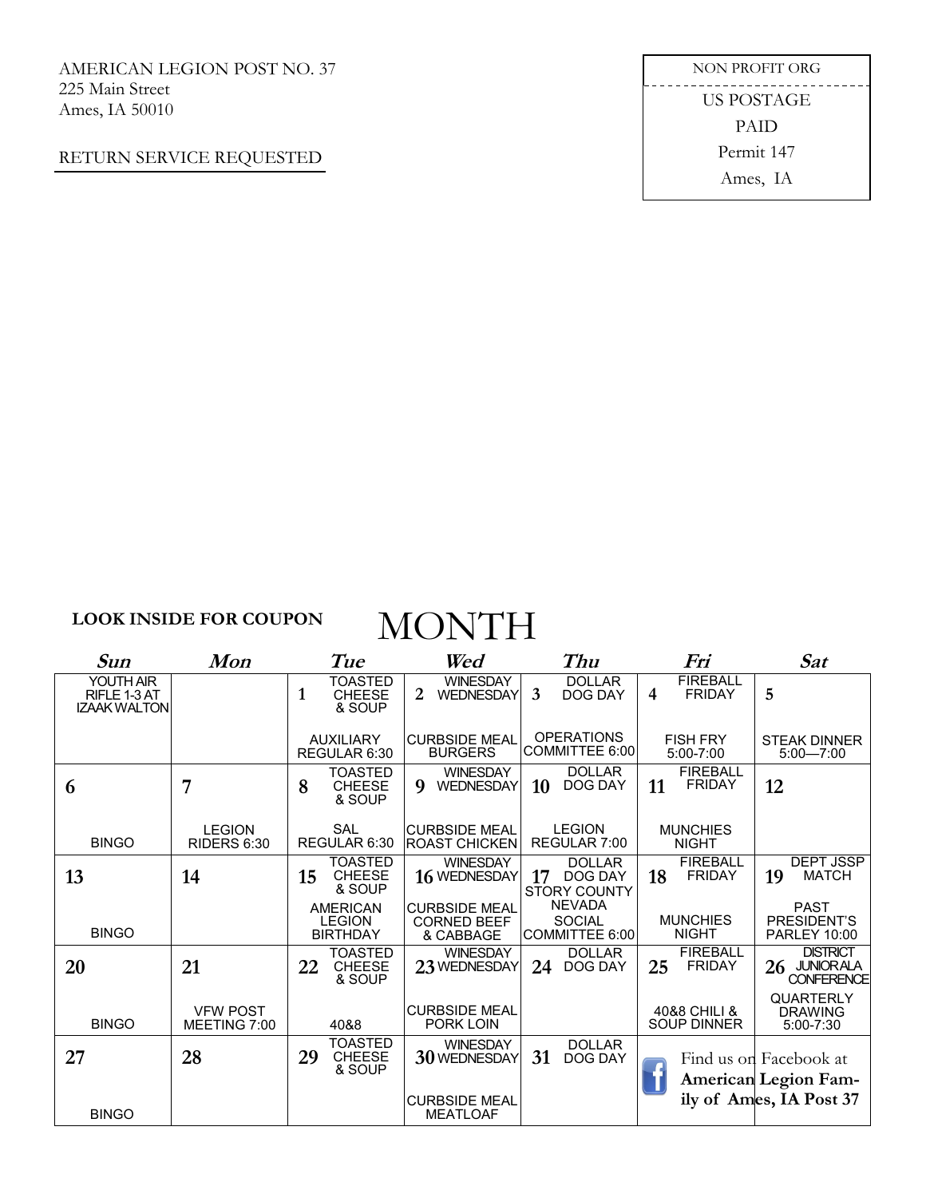AMERICAN LEGION POST NO. 37
225 Main Street
Ames, IA 50010

RETURN SERVICE REQUESTED

NON PROFIT ORG
US POSTAGE
PAID
Permit 147
Ames, IA

**LOOK INSIDE FOR COUPON**

# MONTH

| *Sun* | *Mon* | *Tue* | *Wed* | *Thu* | *Fri* | *Sat* |
|---|---|---|---|---|---|---|
| YOUTH AIR RIFLE 1-3 AT IZAAK WALTON | | 1 TOASTED CHEESE & SOUP<br>AUXILIARY REGULAR 6:30 | 2 WINESDAY WEDNESDAY<br>CURBSIDE MEAL BURGERS | 3 DOLLAR DOG DAY<br>OPERATIONS COMMITTEE 6:00 | 4 FIREBALL FRIDAY<br>FISH FRY 5:00-7:00 | 5<br>STEAK DINNER 5:00—7:00 |
| 6<br>BINGO | 7<br>LEGION RIDERS 6:30 | 8 TOASTED CHEESE & SOUP<br>SAL REGULAR 6:30 | 9 WINESDAY WEDNESDAY<br>CURBSIDE MEAL ROAST CHICKEN | 10 DOLLAR DOG DAY<br>LEGION REGULAR 7:00 | 11 FIREBALL FRIDAY<br>MUNCHIES NIGHT | 12 |
| 13<br>BINGO | 14 | 15 TOASTED CHEESE & SOUP<br>AMERICAN LEGION BIRTHDAY | 16 WINESDAY WEDNESDAY<br>CURBSIDE MEAL CORNED BEEF & CABBAGE | 17 DOLLAR DOG DAY<br>STORY COUNTY NEVADA SOCIAL COMMITTEE 6:00 | 18 FIREBALL FRIDAY<br>MUNCHIES NIGHT | 19 DEPT JSSP MATCH<br>PAST PRESIDENT'S PARLEY 10:00 |
| 20<br>BINGO | 21<br>VFW POST MEETING 7:00 | 22 TOASTED CHEESE & SOUP<br>40&8 | 23 WINESDAY WEDNESDAY<br>CURBSIDE MEAL PORK LOIN | 24 DOLLAR DOG DAY | 25 FIREBALL FRIDAY<br>40&8 CHILI & SOUP DINNER | 26 DISTRICT JUNIOR ALA CONFERENCE<br>QUARTERLY DRAWING 5:00-7:30 |
| 27<br>BINGO | 28 | 29 TOASTED CHEESE & SOUP | 30 WINESDAY WEDNESDAY<br>CURBSIDE MEAL MEATLOAF | 31 DOLLAR DOG DAY | Find us on Facebook at **American Legion Family of Ames, IA Post 37** | |